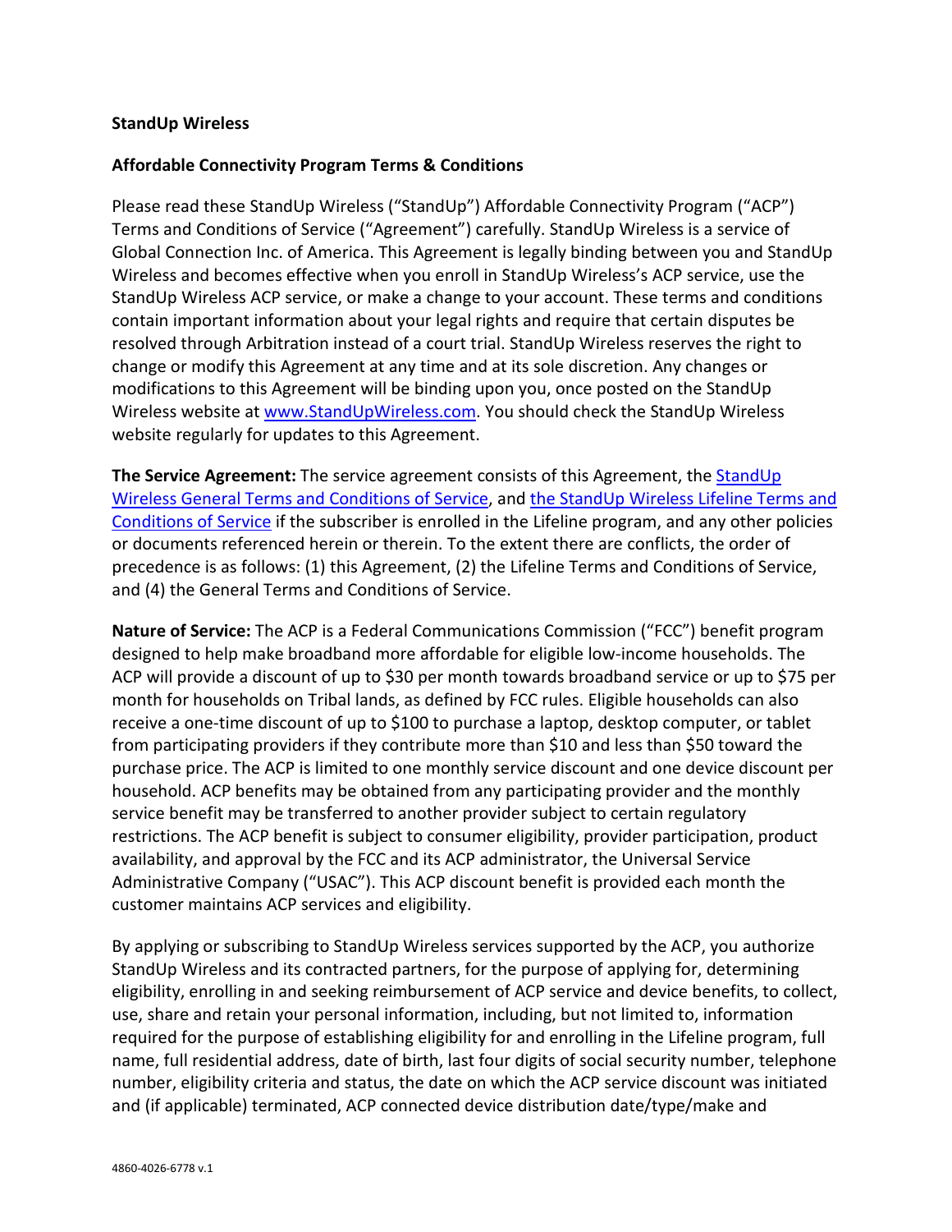**StandUp Wireless**

**Affordable Connectivity Program Terms & Conditions**

Please read these StandUp Wireless ("StandUp") Affordable Connectivity Program ("ACP") Terms and Conditions of Service ("Agreement") carefully. StandUp Wireless is a service of Global Connection Inc. of America. This Agreement is legally binding between you and StandUp Wireless and becomes effective when you enroll in StandUp Wireless's ACP service, use the StandUp Wireless ACP service, or make a change to your account. These terms and conditions contain important information about your legal rights and require that certain disputes be resolved through Arbitration instead of a court trial. StandUp Wireless reserves the right to change or modify this Agreement at any time and at its sole discretion. Any changes or modifications to this Agreement will be binding upon you, once posted on the StandUp Wireless website at www.StandUpWireless.com. You should check the StandUp Wireless website regularly for updates to this Agreement.

**The Service Agreement:** The service agreement consists of this Agreement, the StandUp Wireless General Terms and Conditions of Service, and the StandUp Wireless Lifeline Terms and Conditions of Service if the subscriber is enrolled in the Lifeline program, and any other policies or documents referenced herein or therein. To the extent there are conflicts, the order of precedence is as follows: (1) this Agreement, (2) the Lifeline Terms and Conditions of Service, and (4) the General Terms and Conditions of Service.

**Nature of Service:** The ACP is a Federal Communications Commission ("FCC") benefit program designed to help make broadband more affordable for eligible low-income households. The ACP will provide a discount of up to $30 per month towards broadband service or up to $75 per month for households on Tribal lands, as defined by FCC rules. Eligible households can also receive a one-time discount of up to $100 to purchase a laptop, desktop computer, or tablet from participating providers if they contribute more than $10 and less than $50 toward the purchase price. The ACP is limited to one monthly service discount and one device discount per household. ACP benefits may be obtained from any participating provider and the monthly service benefit may be transferred to another provider subject to certain regulatory restrictions. The ACP benefit is subject to consumer eligibility, provider participation, product availability, and approval by the FCC and its ACP administrator, the Universal Service Administrative Company ("USAC"). This ACP discount benefit is provided each month the customer maintains ACP services and eligibility.

By applying or subscribing to StandUp Wireless services supported by the ACP, you authorize StandUp Wireless and its contracted partners, for the purpose of applying for, determining eligibility, enrolling in and seeking reimbursement of ACP service and device benefits, to collect, use, share and retain your personal information, including, but not limited to, information required for the purpose of establishing eligibility for and enrolling in the Lifeline program, full name, full residential address, date of birth, last four digits of social security number, telephone number, eligibility criteria and status, the date on which the ACP service discount was initiated and (if applicable) terminated, ACP connected device distribution date/type/make and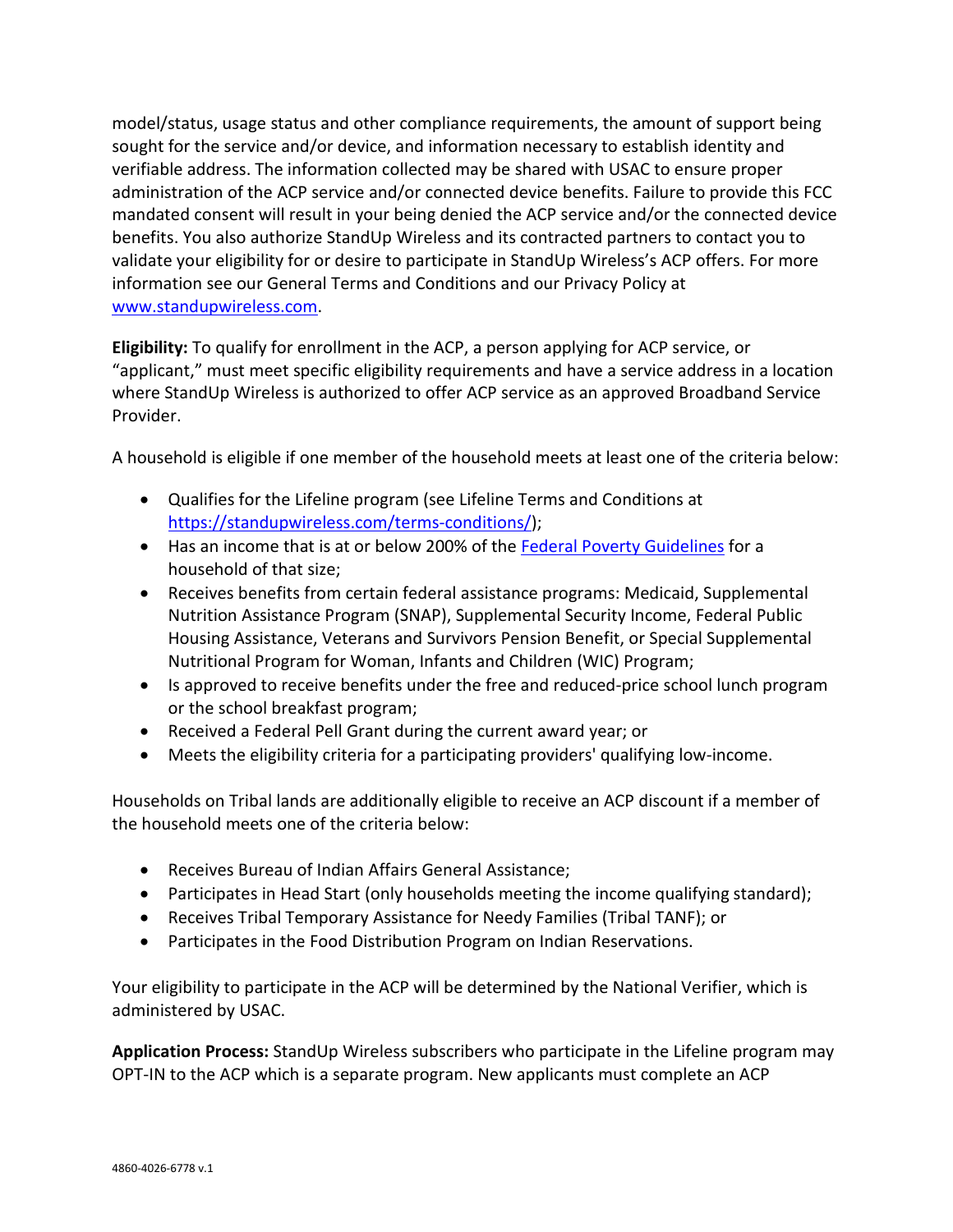model/status, usage status and other compliance requirements, the amount of support being sought for the service and/or device, and information necessary to establish identity and verifiable address. The information collected may be shared with USAC to ensure proper administration of the ACP service and/or connected device benefits. Failure to provide this FCC mandated consent will result in your being denied the ACP service and/or the connected device benefits. You also authorize StandUp Wireless and its contracted partners to contact you to validate your eligibility for or desire to participate in StandUp Wireless's ACP offers. For more information see our General Terms and Conditions and our Privacy Policy at [www.standupwireless.com](www.standupwireless.com).

**Eligibility:** To qualify for enrollment in the ACP, a person applying for ACP service, or "applicant," must meet specific eligibility requirements and have a service address in a location where StandUp Wireless is authorized to offer ACP service as an approved Broadband Service Provider.

A household is eligible if one member of the household meets at least one of the criteria below:

- Qualifies for the Lifeline program (see Lifeline Terms and Conditions at [https://standupwireless.com/terms-conditions/](https://standupwireless.com/terms-conditions/));
- Has an income that is at or below 200% of the Federal Poverty Guidelines for a household of that size;
- Receives benefits from certain federal assistance programs: Medicaid, Supplemental Nutrition Assistance Program (SNAP), Supplemental Security Income, Federal Public Housing Assistance, Veterans and Survivors Pension Benefit, or Special Supplemental Nutritional Program for Woman, Infants and Children (WIC) Program;
- Is approved to receive benefits under the free and reduced-price school lunch program or the school breakfast program;
- Received a Federal Pell Grant during the current award year; or
- Meets the eligibility criteria for a participating providers' qualifying low-income.

Households on Tribal lands are additionally eligible to receive an ACP discount if a member of the household meets one of the criteria below:

- Receives Bureau of Indian Affairs General Assistance;
- Participates in Head Start (only households meeting the income qualifying standard);
- Receives Tribal Temporary Assistance for Needy Families (Tribal TANF); or
- Participates in the Food Distribution Program on Indian Reservations.

Your eligibility to participate in the ACP will be determined by the National Verifier, which is administered by USAC.

**Application Process:** StandUp Wireless subscribers who participate in the Lifeline program may OPT-IN to the ACP which is a separate program. New applicants must complete an ACP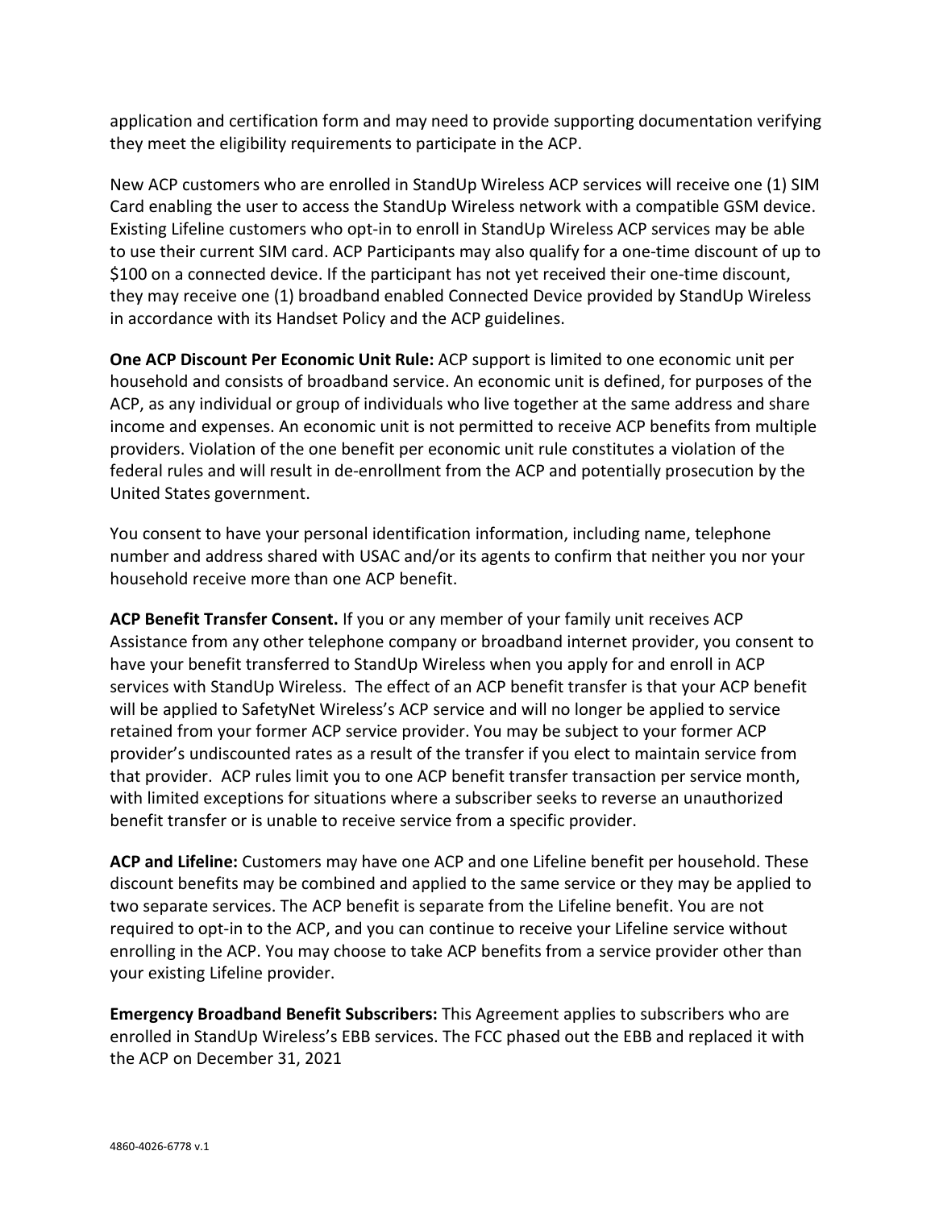application and certification form and may need to provide supporting documentation verifying they meet the eligibility requirements to participate in the ACP.

New ACP customers who are enrolled in StandUp Wireless ACP services will receive one (1) SIM Card enabling the user to access the StandUp Wireless network with a compatible GSM device. Existing Lifeline customers who opt-in to enroll in StandUp Wireless ACP services may be able to use their current SIM card. ACP Participants may also qualify for a one-time discount of up to $100 on a connected device. If the participant has not yet received their one-time discount, they may receive one (1) broadband enabled Connected Device provided by StandUp Wireless in accordance with its Handset Policy and the ACP guidelines.

**One ACP Discount Per Economic Unit Rule:** ACP support is limited to one economic unit per household and consists of broadband service. An economic unit is defined, for purposes of the ACP, as any individual or group of individuals who live together at the same address and share income and expenses. An economic unit is not permitted to receive ACP benefits from multiple providers. Violation of the one benefit per economic unit rule constitutes a violation of the federal rules and will result in de-enrollment from the ACP and potentially prosecution by the United States government.

You consent to have your personal identification information, including name, telephone number and address shared with USAC and/or its agents to confirm that neither you nor your household receive more than one ACP benefit.

**ACP Benefit Transfer Consent.** If you or any member of your family unit receives ACP Assistance from any other telephone company or broadband internet provider, you consent to have your benefit transferred to StandUp Wireless when you apply for and enroll in ACP services with StandUp Wireless. The effect of an ACP benefit transfer is that your ACP benefit will be applied to SafetyNet Wireless's ACP service and will no longer be applied to service retained from your former ACP service provider. You may be subject to your former ACP provider's undiscounted rates as a result of the transfer if you elect to maintain service from that provider. ACP rules limit you to one ACP benefit transfer transaction per service month, with limited exceptions for situations where a subscriber seeks to reverse an unauthorized benefit transfer or is unable to receive service from a specific provider.

**ACP and Lifeline:** Customers may have one ACP and one Lifeline benefit per household. These discount benefits may be combined and applied to the same service or they may be applied to two separate services. The ACP benefit is separate from the Lifeline benefit. You are not required to opt-in to the ACP, and you can continue to receive your Lifeline service without enrolling in the ACP. You may choose to take ACP benefits from a service provider other than your existing Lifeline provider.

**Emergency Broadband Benefit Subscribers:** This Agreement applies to subscribers who are enrolled in StandUp Wireless's EBB services. The FCC phased out the EBB and replaced it with the ACP on December 31, 2021

4860-4026-6778 v.1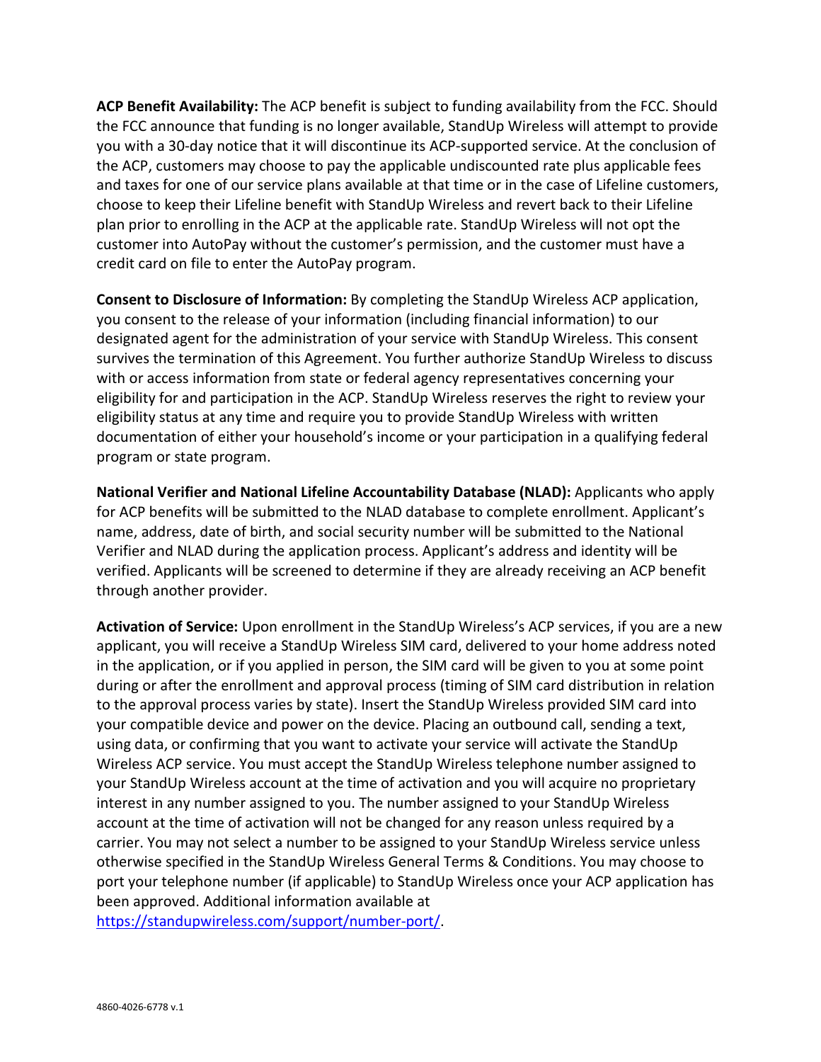**ACP Benefit Availability:** The ACP benefit is subject to funding availability from the FCC. Should the FCC announce that funding is no longer available, StandUp Wireless will attempt to provide you with a 30-day notice that it will discontinue its ACP-supported service. At the conclusion of the ACP, customers may choose to pay the applicable undiscounted rate plus applicable fees and taxes for one of our service plans available at that time or in the case of Lifeline customers, choose to keep their Lifeline benefit with StandUp Wireless and revert back to their Lifeline plan prior to enrolling in the ACP at the applicable rate. StandUp Wireless will not opt the customer into AutoPay without the customer's permission, and the customer must have a credit card on file to enter the AutoPay program.

**Consent to Disclosure of Information:** By completing the StandUp Wireless ACP application, you consent to the release of your information (including financial information) to our designated agent for the administration of your service with StandUp Wireless. This consent survives the termination of this Agreement. You further authorize StandUp Wireless to discuss with or access information from state or federal agency representatives concerning your eligibility for and participation in the ACP. StandUp Wireless reserves the right to review your eligibility status at any time and require you to provide StandUp Wireless with written documentation of either your household's income or your participation in a qualifying federal program or state program.

**National Verifier and National Lifeline Accountability Database (NLAD):** Applicants who apply for ACP benefits will be submitted to the NLAD database to complete enrollment. Applicant's name, address, date of birth, and social security number will be submitted to the National Verifier and NLAD during the application process. Applicant's address and identity will be verified. Applicants will be screened to determine if they are already receiving an ACP benefit through another provider.

**Activation of Service:** Upon enrollment in the StandUp Wireless's ACP services, if you are a new applicant, you will receive a StandUp Wireless SIM card, delivered to your home address noted in the application, or if you applied in person, the SIM card will be given to you at some point during or after the enrollment and approval process (timing of SIM card distribution in relation to the approval process varies by state). Insert the StandUp Wireless provided SIM card into your compatible device and power on the device. Placing an outbound call, sending a text, using data, or confirming that you want to activate your service will activate the StandUp Wireless ACP service. You must accept the StandUp Wireless telephone number assigned to your StandUp Wireless account at the time of activation and you will acquire no proprietary interest in any number assigned to you. The number assigned to your StandUp Wireless account at the time of activation will not be changed for any reason unless required by a carrier. You may not select a number to be assigned to your StandUp Wireless service unless otherwise specified in the StandUp Wireless General Terms & Conditions. You may choose to port your telephone number (if applicable) to StandUp Wireless once your ACP application has been approved. Additional information available at [https://standupwireless.com/support/number-port/](https://standupwireless.com/support/number-port/).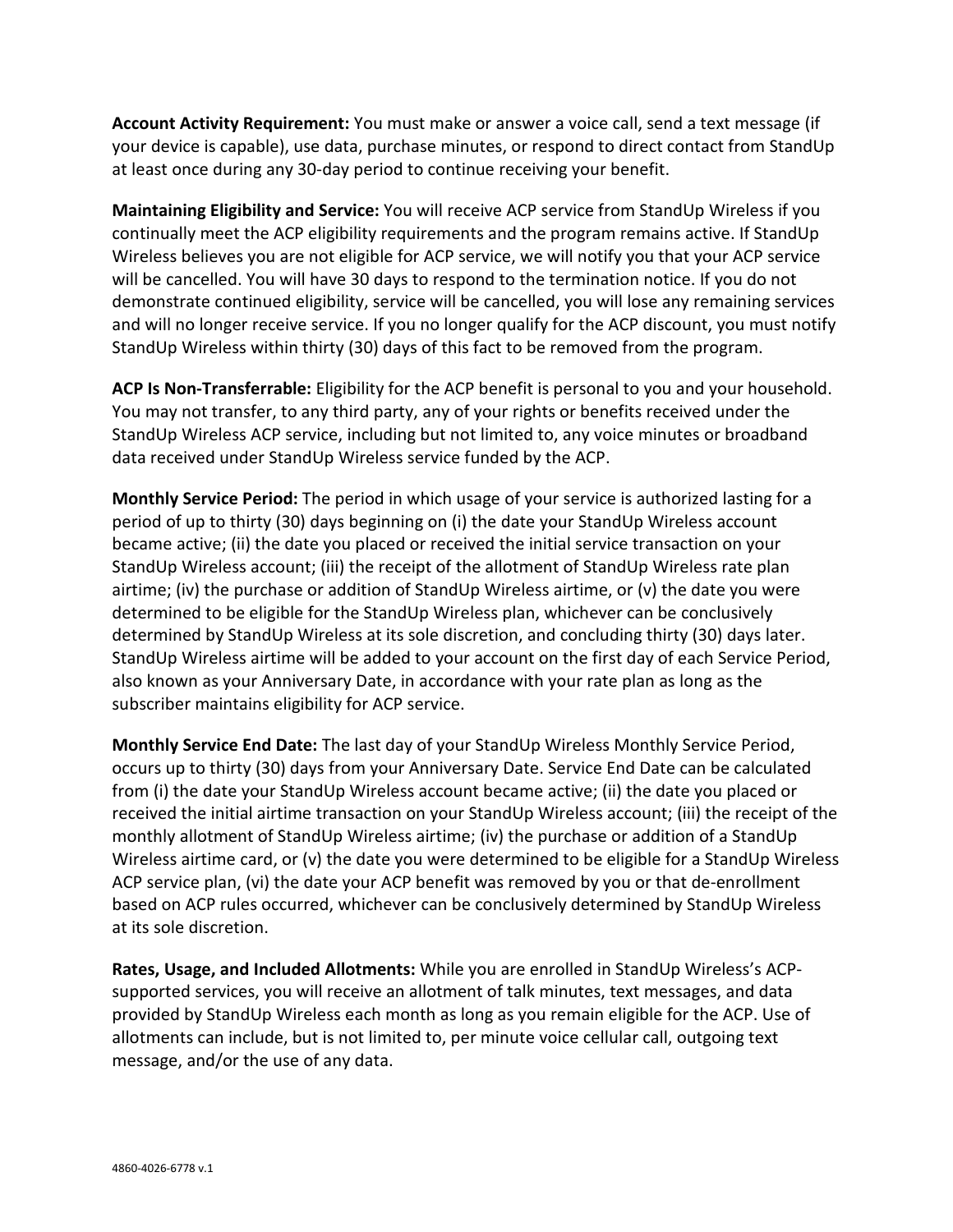**Account Activity Requirement:** You must make or answer a voice call, send a text message (if your device is capable), use data, purchase minutes, or respond to direct contact from StandUp at least once during any 30-day period to continue receiving your benefit.

**Maintaining Eligibility and Service:** You will receive ACP service from StandUp Wireless if you continually meet the ACP eligibility requirements and the program remains active. If StandUp Wireless believes you are not eligible for ACP service, we will notify you that your ACP service will be cancelled. You will have 30 days to respond to the termination notice. If you do not demonstrate continued eligibility, service will be cancelled, you will lose any remaining services and will no longer receive service. If you no longer qualify for the ACP discount, you must notify StandUp Wireless within thirty (30) days of this fact to be removed from the program.

**ACP Is Non-Transferrable:** Eligibility for the ACP benefit is personal to you and your household. You may not transfer, to any third party, any of your rights or benefits received under the StandUp Wireless ACP service, including but not limited to, any voice minutes or broadband data received under StandUp Wireless service funded by the ACP.

**Monthly Service Period:** The period in which usage of your service is authorized lasting for a period of up to thirty (30) days beginning on (i) the date your StandUp Wireless account became active; (ii) the date you placed or received the initial service transaction on your StandUp Wireless account; (iii) the receipt of the allotment of StandUp Wireless rate plan airtime; (iv) the purchase or addition of StandUp Wireless airtime, or (v) the date you were determined to be eligible for the StandUp Wireless plan, whichever can be conclusively determined by StandUp Wireless at its sole discretion, and concluding thirty (30) days later. StandUp Wireless airtime will be added to your account on the first day of each Service Period, also known as your Anniversary Date, in accordance with your rate plan as long as the subscriber maintains eligibility for ACP service.

**Monthly Service End Date:** The last day of your StandUp Wireless Monthly Service Period, occurs up to thirty (30) days from your Anniversary Date. Service End Date can be calculated from (i) the date your StandUp Wireless account became active; (ii) the date you placed or received the initial airtime transaction on your StandUp Wireless account; (iii) the receipt of the monthly allotment of StandUp Wireless airtime; (iv) the purchase or addition of a StandUp Wireless airtime card, or (v) the date you were determined to be eligible for a StandUp Wireless ACP service plan, (vi) the date your ACP benefit was removed by you or that de-enrollment based on ACP rules occurred, whichever can be conclusively determined by StandUp Wireless at its sole discretion.

**Rates, Usage, and Included Allotments:** While you are enrolled in StandUp Wireless's ACP-supported services, you will receive an allotment of talk minutes, text messages, and data provided by StandUp Wireless each month as long as you remain eligible for the ACP. Use of allotments can include, but is not limited to, per minute voice cellular call, outgoing text message, and/or the use of any data.

4860-4026-6778 v.1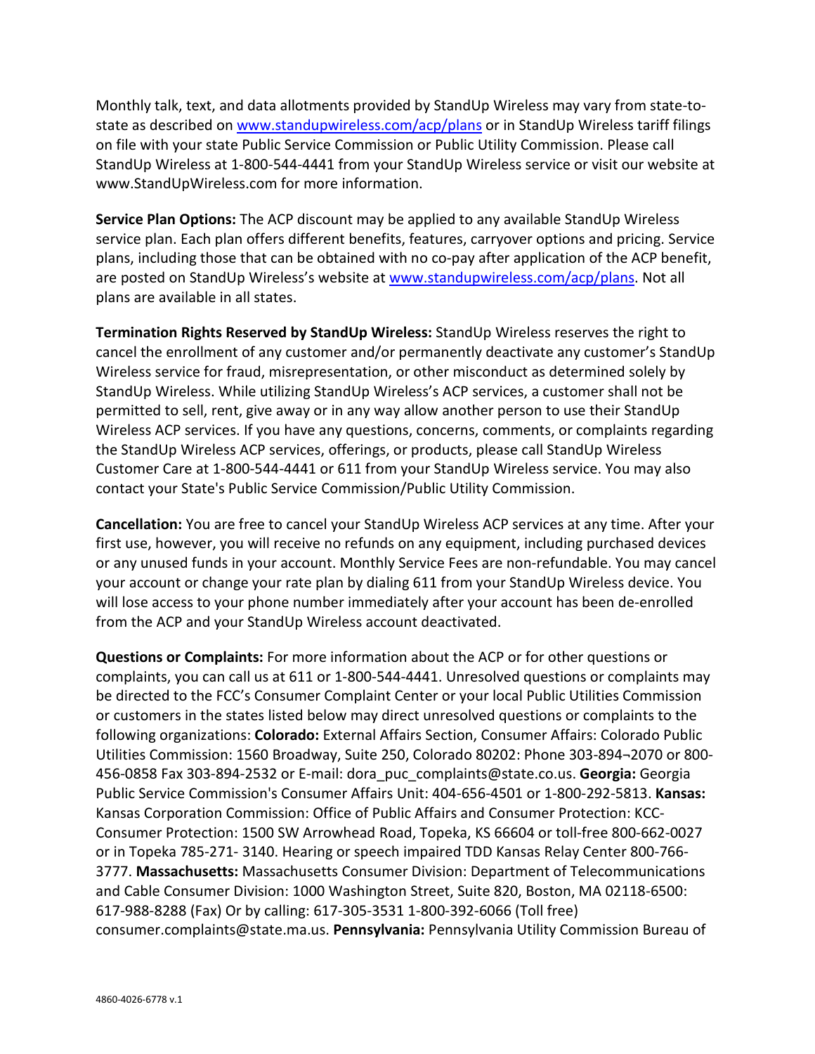Monthly talk, text, and data allotments provided by StandUp Wireless may vary from state-to-state as described on [www.standupwireless.com/acp/plans](http://www.standupwireless.com/acp/plans) or in StandUp Wireless tariff filings on file with your state Public Service Commission or Public Utility Commission. Please call StandUp Wireless at 1-800-544-4441 from your StandUp Wireless service or visit our website at www.StandUpWireless.com for more information.

**Service Plan Options:** The ACP discount may be applied to any available StandUp Wireless service plan. Each plan offers different benefits, features, carryover options and pricing. Service plans, including those that can be obtained with no co-pay after application of the ACP benefit, are posted on StandUp Wireless's website at [www.standupwireless.com/acp/plans](http://www.standupwireless.com/acp/plans). Not all plans are available in all states.

**Termination Rights Reserved by StandUp Wireless:** StandUp Wireless reserves the right to cancel the enrollment of any customer and/or permanently deactivate any customer's StandUp Wireless service for fraud, misrepresentation, or other misconduct as determined solely by StandUp Wireless. While utilizing StandUp Wireless's ACP services, a customer shall not be permitted to sell, rent, give away or in any way allow another person to use their StandUp Wireless ACP services. If you have any questions, concerns, comments, or complaints regarding the StandUp Wireless ACP services, offerings, or products, please call StandUp Wireless Customer Care at 1-800-544-4441 or 611 from your StandUp Wireless service. You may also contact your State's Public Service Commission/Public Utility Commission.

**Cancellation:** You are free to cancel your StandUp Wireless ACP services at any time. After your first use, however, you will receive no refunds on any equipment, including purchased devices or any unused funds in your account. Monthly Service Fees are non-refundable. You may cancel your account or change your rate plan by dialing 611 from your StandUp Wireless device. You will lose access to your phone number immediately after your account has been de-enrolled from the ACP and your StandUp Wireless account deactivated.

**Questions or Complaints:** For more information about the ACP or for other questions or complaints, you can call us at 611 or 1-800-544-4441. Unresolved questions or complaints may be directed to the FCC's Consumer Complaint Center or your local Public Utilities Commission or customers in the states listed below may direct unresolved questions or complaints to the following organizations: **Colorado:** External Affairs Section, Consumer Affairs: Colorado Public Utilities Commission: 1560 Broadway, Suite 250, Colorado 80202: Phone 303-894¬2070 or 800-456-0858 Fax 303-894-2532 or E-mail: dora_puc_complaints@state.co.us. **Georgia:** Georgia Public Service Commission's Consumer Affairs Unit: 404-656-4501 or 1-800-292-5813. **Kansas:** Kansas Corporation Commission: Office of Public Affairs and Consumer Protection: KCC-Consumer Protection: 1500 SW Arrowhead Road, Topeka, KS 66604 or toll-free 800-662-0027 or in Topeka 785-271- 3140. Hearing or speech impaired TDD Kansas Relay Center 800-766-3777. **Massachusetts:** Massachusetts Consumer Division: Department of Telecommunications and Cable Consumer Division: 1000 Washington Street, Suite 820, Boston, MA 02118-6500: 617-988-8288 (Fax) Or by calling: 617-305-3531 1-800-392-6066 (Toll free) consumer.complaints@state.ma.us. **Pennsylvania:** Pennsylvania Utility Commission Bureau of

4860-4026-6778 v.1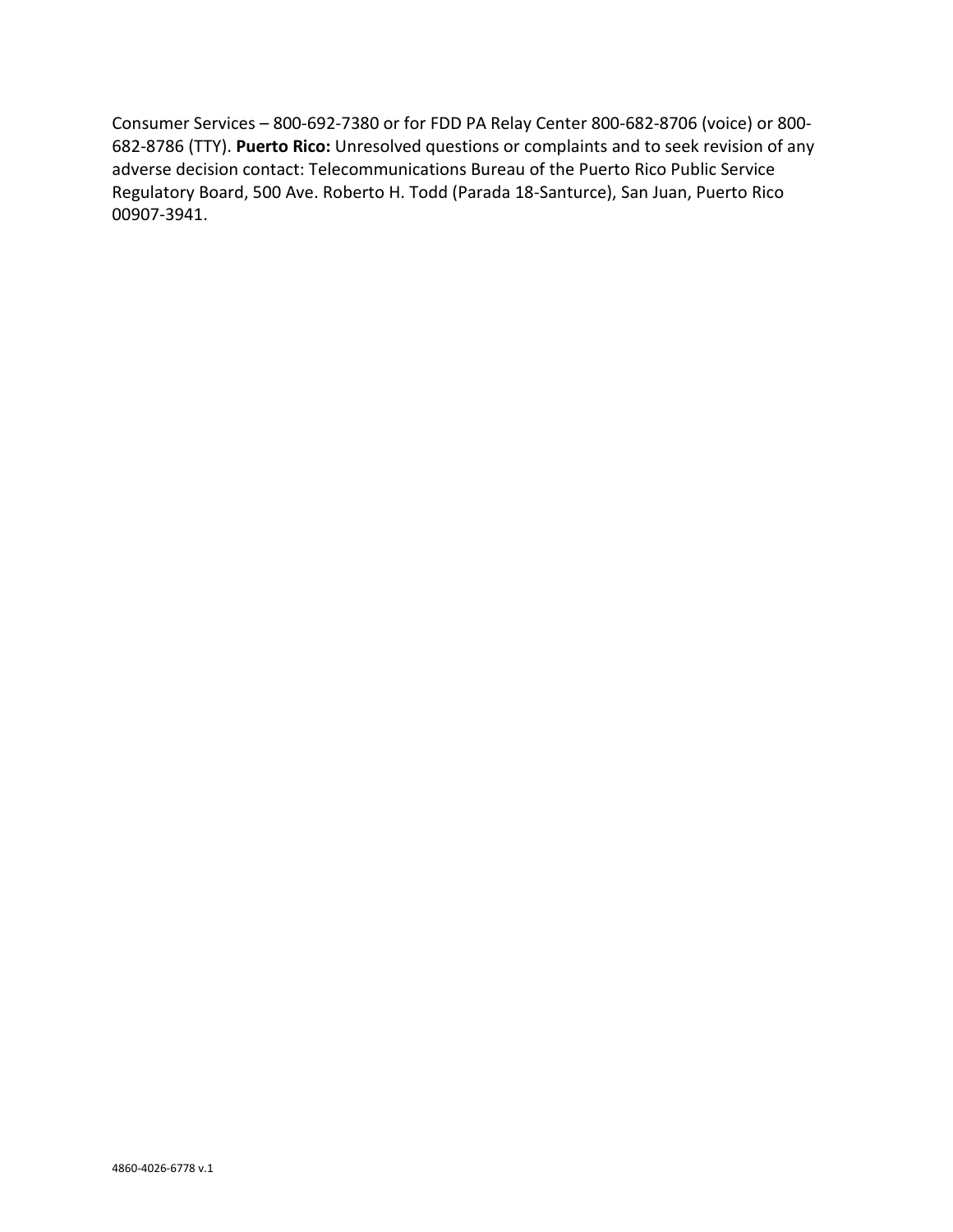Consumer Services – 800-692-7380 or for FDD PA Relay Center 800-682-8706 (voice) or 800-682-8786 (TTY). **Puerto Rico:** Unresolved questions or complaints and to seek revision of any adverse decision contact: Telecommunications Bureau of the Puerto Rico Public Service Regulatory Board, 500 Ave. Roberto H. Todd (Parada 18-Santurce), San Juan, Puerto Rico 00907-3941.

4860-4026-6778 v.1